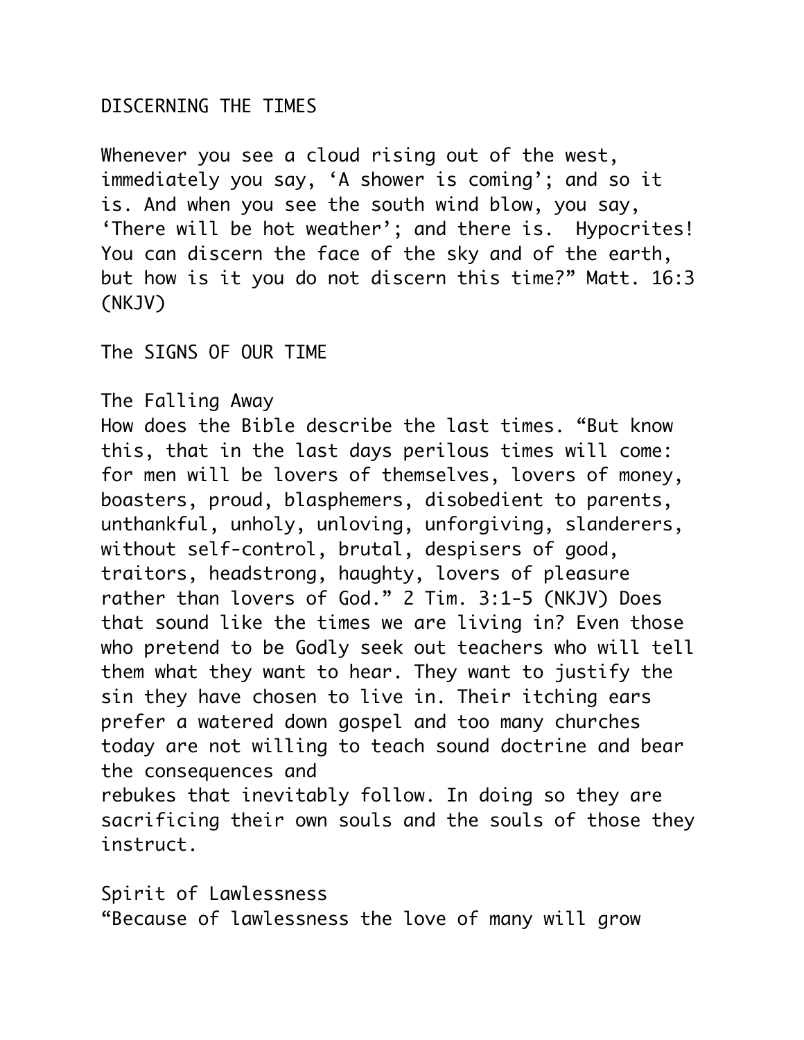# DISCERNING THE TIMES

Whenever you see a cloud rising out of the west, immediately you say, 'A shower is coming'; and so it is. And when you see the south wind blow, you say, 'There will be hot weather'; and there is. Hypocrites! You can discern the face of the sky and of the earth, but how is it you do not discern this time?" Matt. 16:3 (NKJV)

## The SIGNS OF OUR TIME

### The Falling Away

How does the Bible describe the last times. "But know this, that in the last days perilous times will come: for men will be lovers of themselves, lovers of money, boasters, proud, blasphemers, disobedient to parents, unthankful, unholy, unloving, unforgiving, slanderers, without self-control, brutal, despisers of good, traitors, headstrong, haughty, lovers of pleasure rather than lovers of God." 2 Tim. 3:1-5 (NKJV) Does that sound like the times we are living in? Even those who pretend to be Godly seek out teachers who will tell them what they want to hear. They want to justify the sin they have chosen to live in. Their itching ears prefer a watered down gospel and too many churches today are not willing to teach sound doctrine and bear the consequences and rebukes that inevitably follow. In doing so they are sacrificing their own souls and the souls of those they instruct.

### Spirit of Lawlessness

"Because of lawlessness the love of many will grow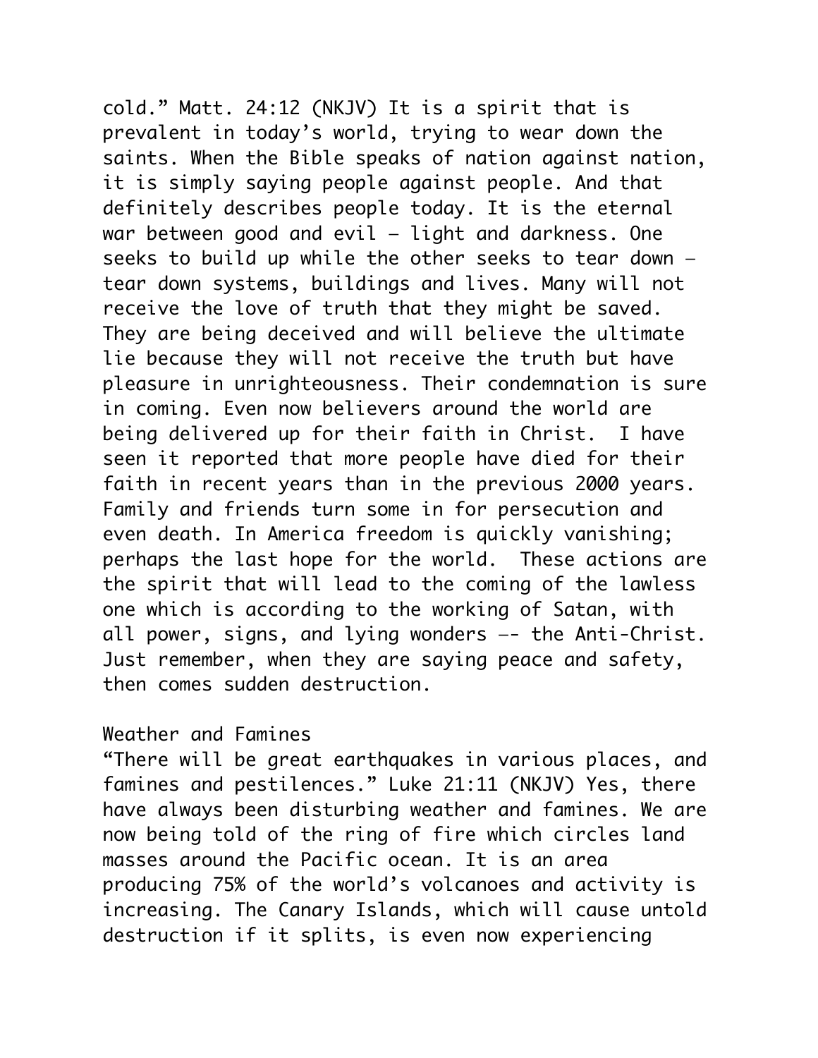cold." Matt. 24:12 (NKJV) It is a spirit that is prevalent in today's world, trying to wear down the saints. When the Bible speaks of nation against nation, it is simply saying people against people. And that definitely describes people today. It is the eternal war between good and evil – light and darkness. One seeks to build up while the other seeks to tear down – tear down systems, buildings and lives. Many will not receive the love of truth that they might be saved. They are being deceived and will believe the ultimate lie because they will not receive the truth but have pleasure in unrighteousness. Their condemnation is sure in coming. Even now believers around the world are being delivered up for their faith in Christ. I have seen it reported that more people have died for their faith in recent years than in the previous 2000 years. Family and friends turn some in for persecution and even death. In America freedom is quickly vanishing; perhaps the last hope for the world. These actions are the spirit that will lead to the coming of the lawless one which is according to the working of Satan, with all power, signs, and lying wonders –- the Anti-Christ. Just remember, when they are saying peace and safety, then comes sudden destruction.

## Weather and Famines

"There will be great earthquakes in various places, and famines and pestilences." Luke 21:11 (NKJV) Yes, there have always been disturbing weather and famines. We are now being told of the ring of fire which circles land masses around the Pacific ocean. It is an area producing 75% of the world's volcanoes and activity is increasing. The Canary Islands, which will cause untold destruction if it splits, is even now experiencing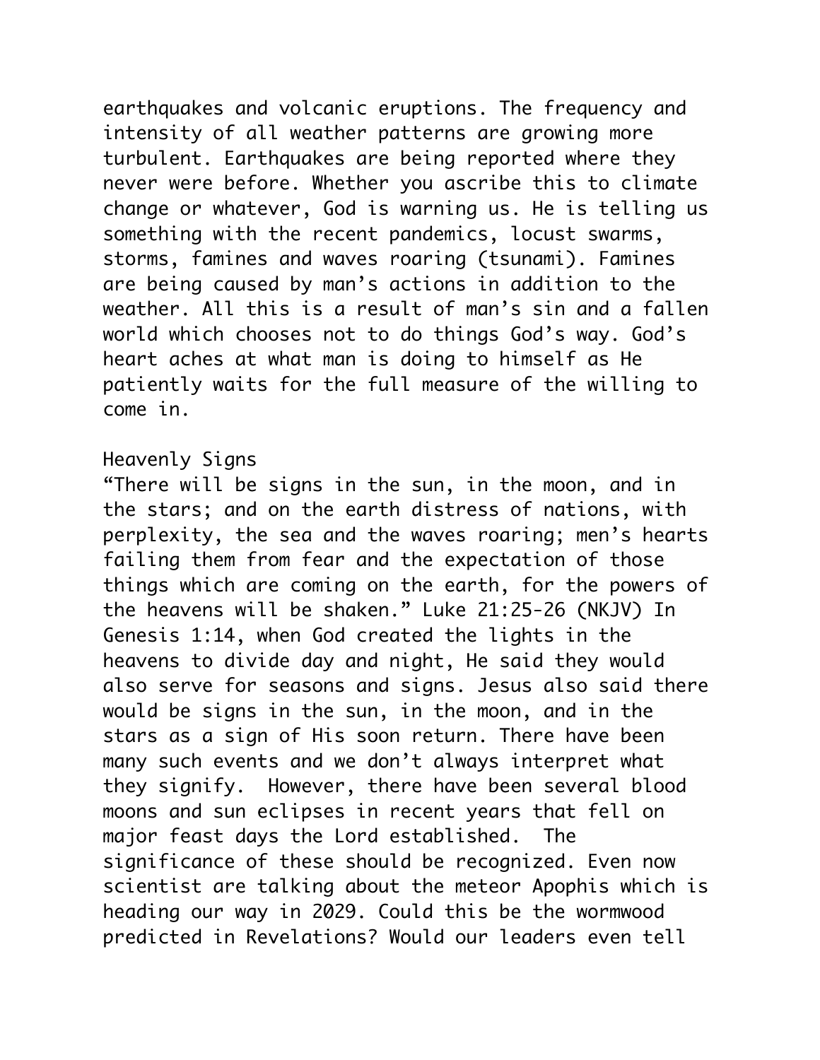earthquakes and volcanic eruptions. The frequency and intensity of all weather patterns are growing more turbulent. Earthquakes are being reported where they never were before. Whether you ascribe this to climate change or whatever, God is warning us. He is telling us something with the recent pandemics, locust swarms, storms, famines and waves roaring (tsunami). Famines are being caused by man's actions in addition to the weather. All this is a result of man's sin and a fallen world which chooses not to do things God's way. God's heart aches at what man is doing to himself as He patiently waits for the full measure of the willing to come in.

## Heavenly Signs

"There will be signs in the sun, in the moon, and in the stars; and on the earth distress of nations, with perplexity, the sea and the waves roaring; men's hearts failing them from fear and the expectation of those things which are coming on the earth, for the powers of the heavens will be shaken." Luke 21:25-26 (NKJV) In Genesis 1:14, when God created the lights in the heavens to divide day and night, He said they would also serve for seasons and signs. Jesus also said there would be signs in the sun, in the moon, and in the stars as a sign of His soon return. There have been many such events and we don't always interpret what they signify. However, there have been several blood moons and sun eclipses in recent years that fell on major feast days the Lord established. The significance of these should be recognized. Even now scientist are talking about the meteor Apophis which is heading our way in 2029. Could this be the wormwood predicted in Revelations? Would our leaders even tell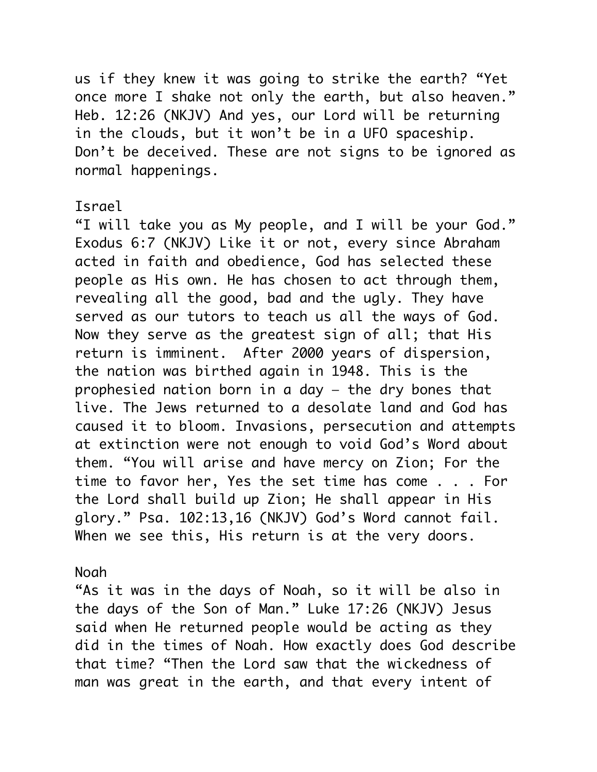us if they knew it was going to strike the earth? “Yet once more I shake not only the earth, but also heaven.” Heb. 12:26 (NKJV) And yes, our Lord will be returning in the clouds, but it won’t be in a UFO spaceship. Don’t be deceived. These are not signs to be ignored as normal happenings.

## Israel

“I will take you as My people, and I will be your God.” Exodus 6:7 (NKJV) Like it or not, every since Abraham acted in faith and obedience, God has selected these people as His own. He has chosen to act through them, revealing all the good, bad and the ugly. They have served as our tutors to teach us all the ways of God. Now they serve as the greatest sign of all; that His return is imminent. After 2000 years of dispersion, the nation was birthed again in 1948. This is the prophesied nation born in a day – the dry bones that live. The Jews returned to a desolate land and God has caused it to bloom. Invasions, persecution and attempts at extinction were not enough to void God’s Word about them. “You will arise and have mercy on Zion; For the time to favor her, Yes the set time has come . . . For the Lord shall build up Zion; He shall appear in His glory.” Psa. 102:13,16 (NKJV) God’s Word cannot fail. When we see this, His return is at the very doors.

## Noah

“As it was in the days of Noah, so it will be also in the days of the Son of Man.” Luke 17:26 (NKJV) Jesus said when He returned people would be acting as they did in the times of Noah. How exactly does God describe that time? “Then the Lord saw that the wickedness of man was great in the earth, and that every intent of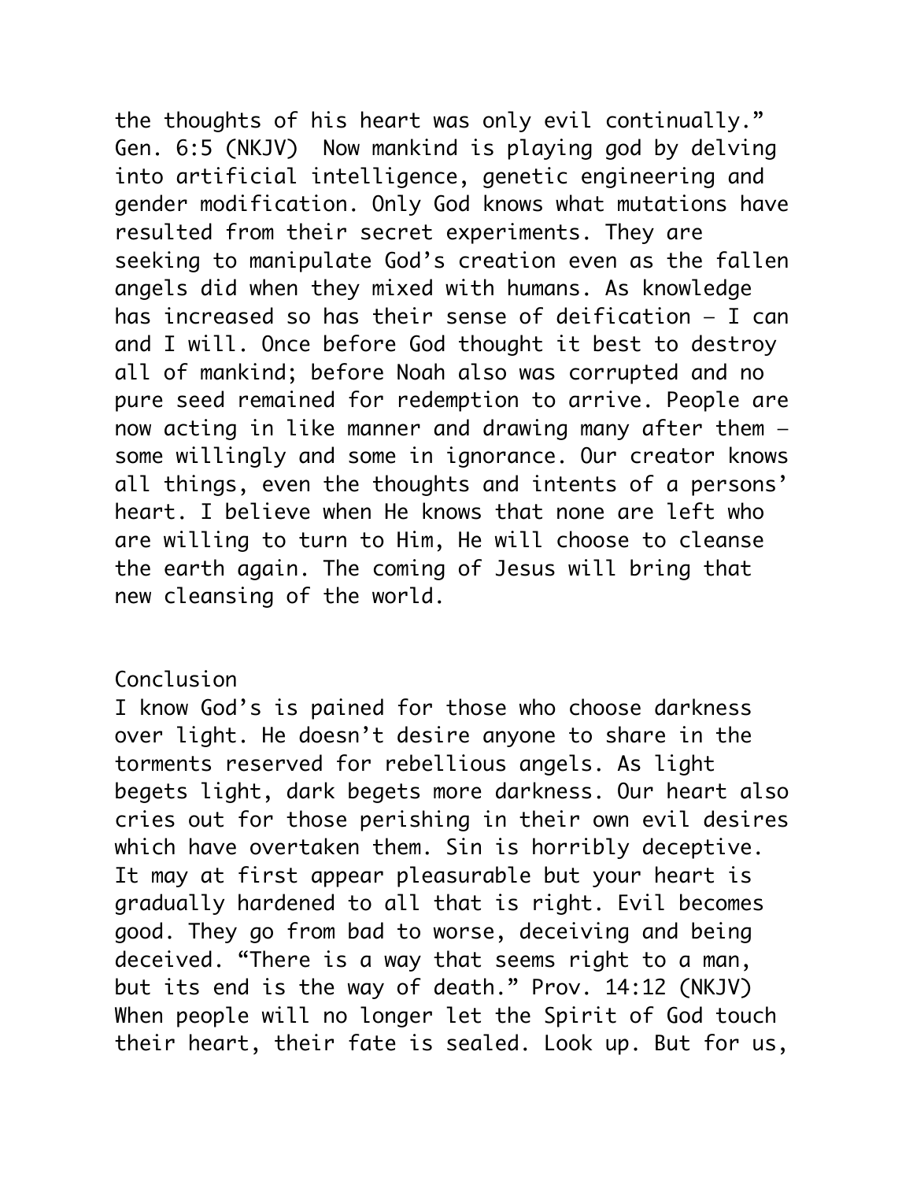the thoughts of his heart was only evil continually." Gen. 6:5 (NKJV)  Now mankind is playing god by delving into artificial intelligence, genetic engineering and gender modification. Only God knows what mutations have resulted from their secret experiments. They are seeking to manipulate God's creation even as the fallen angels did when they mixed with humans. As knowledge has increased so has their sense of deification – I can and I will. Once before God thought it best to destroy all of mankind; before Noah also was corrupted and no pure seed remained for redemption to arrive. People are now acting in like manner and drawing many after them – some willingly and some in ignorance. Our creator knows all things, even the thoughts and intents of a persons' heart. I believe when He knows that none are left who are willing to turn to Him, He will choose to cleanse the earth again. The coming of Jesus will bring that new cleansing of the world.

## Conclusion

I know God's is pained for those who choose darkness over light. He doesn't desire anyone to share in the torments reserved for rebellious angels. As light begets light, dark begets more darkness. Our heart also cries out for those perishing in their own evil desires which have overtaken them. Sin is horribly deceptive. It may at first appear pleasurable but your heart is gradually hardened to all that is right. Evil becomes good. They go from bad to worse, deceiving and being deceived. "There is a way that seems right to a man, but its end is the way of death." Prov. 14:12 (NKJV) When people will no longer let the Spirit of God touch their heart, their fate is sealed. Look up. But for us,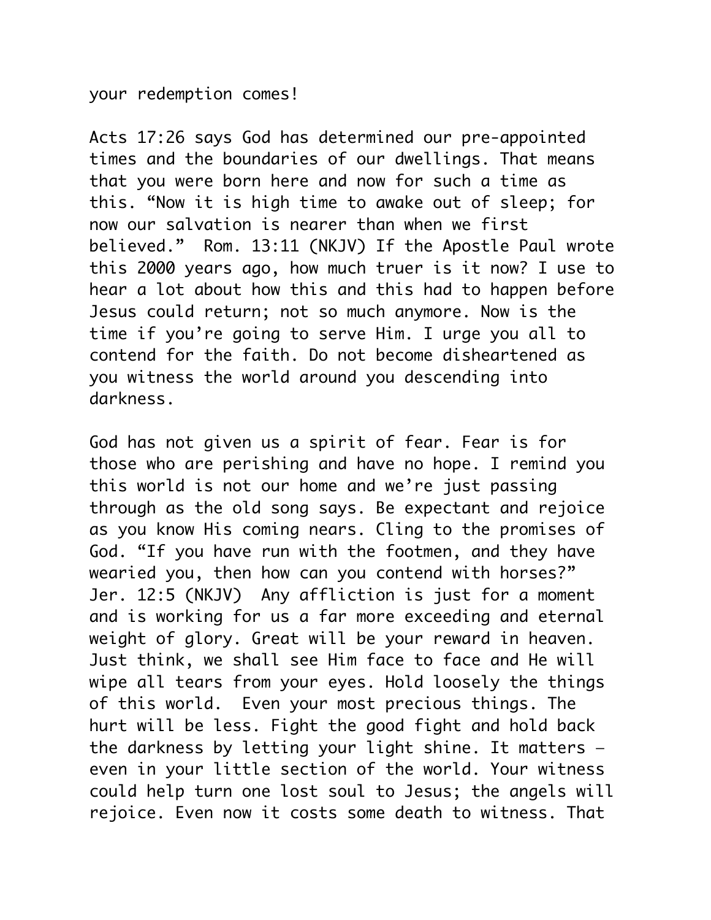your redemption comes!

Acts 17:26 says God has determined our pre-appointed times and the boundaries of our dwellings. That means that you were born here and now for such a time as this. “Now it is high time to awake out of sleep; for now our salvation is nearer than when we first believed.” Rom. 13:11 (NKJV) If the Apostle Paul wrote this 2000 years ago, how much truer is it now? I use to hear a lot about how this and this had to happen before Jesus could return; not so much anymore. Now is the time if you’re going to serve Him. I urge you all to contend for the faith. Do not become disheartened as you witness the world around you descending into darkness.

God has not given us a spirit of fear. Fear is for those who are perishing and have no hope. I remind you this world is not our home and we’re just passing through as the old song says. Be expectant and rejoice as you know His coming nears. Cling to the promises of God. “If you have run with the footmen, and they have wearied you, then how can you contend with horses?” Jer. 12:5 (NKJV) Any affliction is just for a moment and is working for us a far more exceeding and eternal weight of glory. Great will be your reward in heaven. Just think, we shall see Him face to face and He will wipe all tears from your eyes. Hold loosely the things of this world. Even your most precious things. The hurt will be less. Fight the good fight and hold back the darkness by letting your light shine. It matters – even in your little section of the world. Your witness could help turn one lost soul to Jesus; the angels will rejoice. Even now it costs some death to witness. That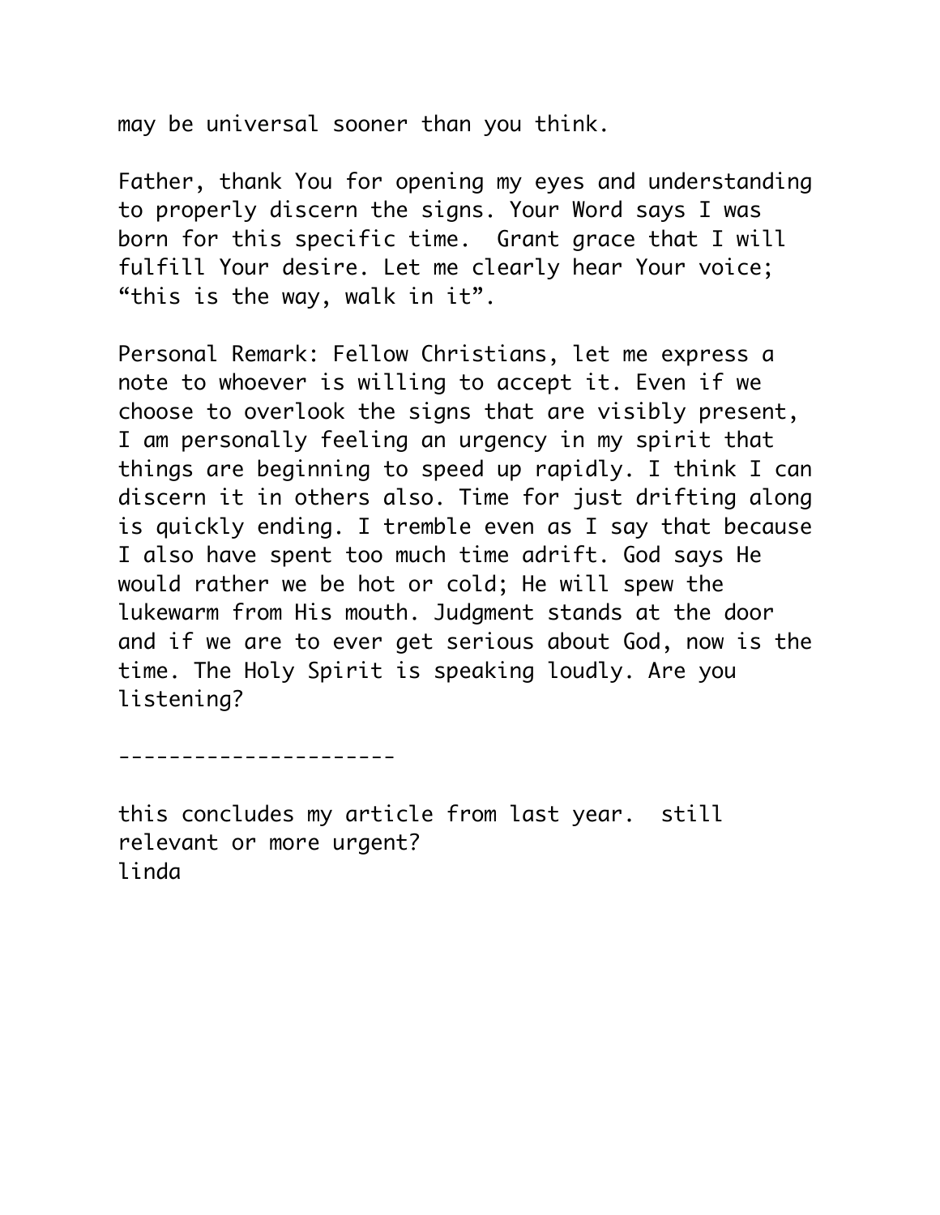may be universal sooner than you think.

Father, thank You for opening my eyes and understanding to properly discern the signs. Your Word says I was born for this specific time.  Grant grace that I will fulfill Your desire. Let me clearly hear Your voice; "this is the way, walk in it".

Personal Remark: Fellow Christians, let me express a note to whoever is willing to accept it. Even if we choose to overlook the signs that are visibly present, I am personally feeling an urgency in my spirit that things are beginning to speed up rapidly. I think I can discern it in others also. Time for just drifting along is quickly ending. I tremble even as I say that because I also have spent too much time adrift. God says He would rather we be hot or cold; He will spew the lukewarm from His mouth. Judgment stands at the door and if we are to ever get serious about God, now is the time. The Holy Spirit is speaking loudly. Are you listening?

----------------------

this concludes my article from last year.  still relevant or more urgent?
linda